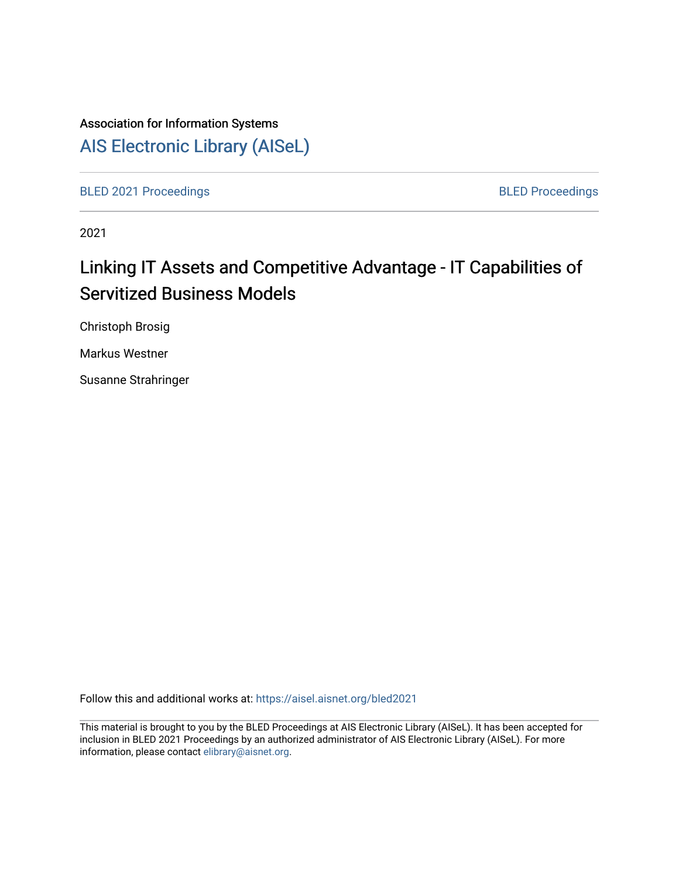Association for Information Systems

[AIS Electronic Library (AISeL)](https://aisel.aisnet.org/)

BLED 2021 Proceedings

BLED Proceedings

2021

# Linking IT Assets and Competitive Advantage - IT Capabilities of Servitized Business Models

Christoph Brosig

Markus Westner

Susanne Strahringer

Follow this and additional works at: https://aisel.aisnet.org/bled2021

This material is brought to you by the BLED Proceedings at AIS Electronic Library (AISeL). It has been accepted for inclusion in BLED 2021 Proceedings by an authorized administrator of AIS Electronic Library (AISeL). For more information, please contact elibrary@aisnet.org.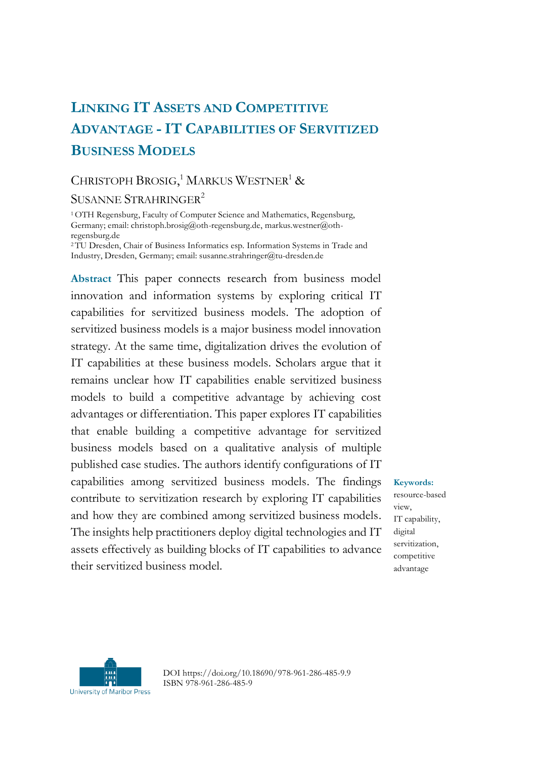# LINKING IT ASSETS AND COMPETITIVE ADVANTAGE - IT CAPABILITIES OF SERVITIZED BUSINESS MODELS

CHRISTOPH BROSIG,[1] MARKUS WESTNER[1] & SUSANNE STRAHRINGER[2]

[1] OTH Regensburg, Faculty of Computer Science and Mathematics, Regensburg, Germany; email: christoph.brosig@oth-regensburg.de, markus.westner@oth-regensburg.de

[2] TU Dresden, Chair of Business Informatics esp. Information Systems in Trade and Industry, Dresden, Germany; email: susanne.strahringer@tu-dresden.de

**Abstract** This paper connects research from business model innovation and information systems by exploring critical IT capabilities for servitized business models. The adoption of servitized business models is a major business model innovation strategy. At the same time, digitalization drives the evolution of IT capabilities at these business models. Scholars argue that it remains unclear how IT capabilities enable servitized business models to build a competitive advantage by achieving cost advantages or differentiation. This paper explores IT capabilities that enable building a competitive advantage for servitized business models based on a qualitative analysis of multiple published case studies. The authors identify configurations of IT capabilities among servitized business models. The findings contribute to servitization research by exploring IT capabilities and how they are combined among servitized business models. The insights help practitioners deploy digital technologies and IT assets effectively as building blocks of IT capabilities to advance their servitized business model.

**Keywords:** resource-based view, IT capability, digital servitization, competitive advantage

DOI https://doi.org/10.18690/978-961-286-485-9.9
ISBN 978-961-286-485-9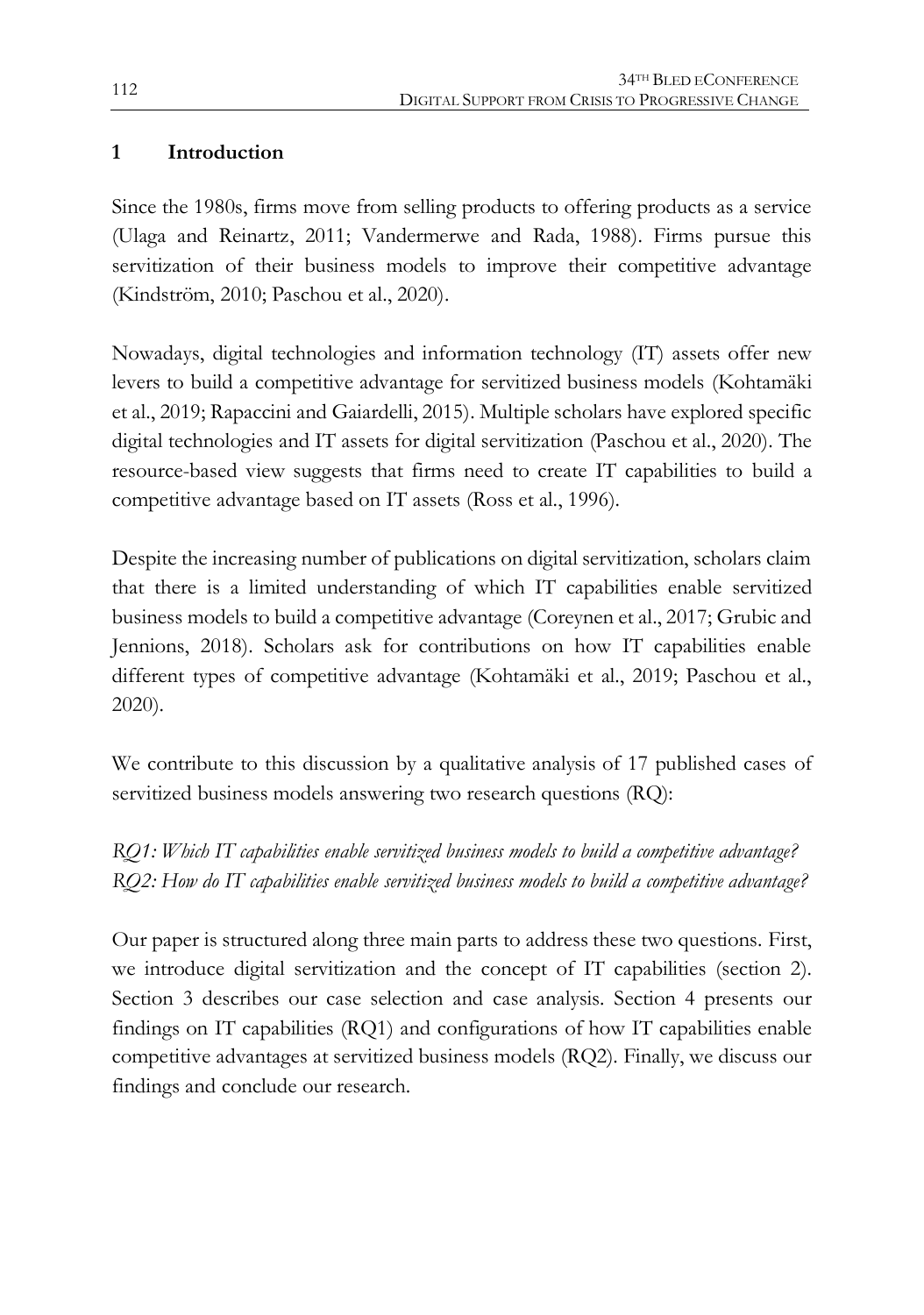# 1 Introduction

Since the 1980s, firms move from selling products to offering products as a service (Ulaga and Reinartz, 2011; Vandermerwe and Rada, 1988). Firms pursue this servitization of their business models to improve their competitive advantage (Kindström, 2010; Paschou et al., 2020).

Nowadays, digital technologies and information technology (IT) assets offer new levers to build a competitive advantage for servitized business models (Kohtamäki et al., 2019; Rapaccini and Gaiardelli, 2015). Multiple scholars have explored specific digital technologies and IT assets for digital servitization (Paschou et al., 2020). The resource-based view suggests that firms need to create IT capabilities to build a competitive advantage based on IT assets (Ross et al., 1996).

Despite the increasing number of publications on digital servitization, scholars claim that there is a limited understanding of which IT capabilities enable servitized business models to build a competitive advantage (Coreynen et al., 2017; Grubic and Jennions, 2018). Scholars ask for contributions on how IT capabilities enable different types of competitive advantage (Kohtamäki et al., 2019; Paschou et al., 2020).

We contribute to this discussion by a qualitative analysis of 17 published cases of servitized business models answering two research questions (RQ):

*RQ1: Which IT capabilities enable servitized business models to build a competitive advantage?*
*RQ2: How do IT capabilities enable servitized business models to build a competitive advantage?*

Our paper is structured along three main parts to address these two questions. First, we introduce digital servitization and the concept of IT capabilities (section 2). Section 3 describes our case selection and case analysis. Section 4 presents our findings on IT capabilities (RQ1) and configurations of how IT capabilities enable competitive advantages at servitized business models (RQ2). Finally, we discuss our findings and conclude our research.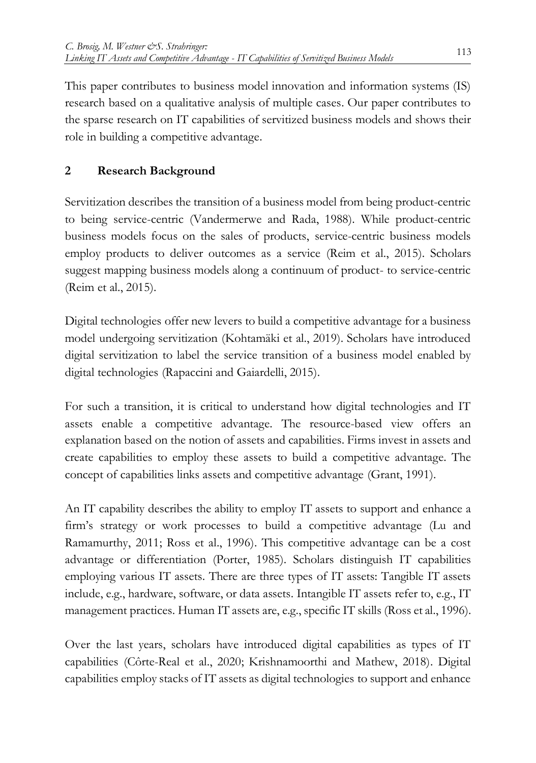This paper contributes to business model innovation and information systems (IS) research based on a qualitative analysis of multiple cases. Our paper contributes to the sparse research on IT capabilities of servitized business models and shows their role in building a competitive advantage.

## 2 Research Background

Servitization describes the transition of a business model from being product-centric to being service-centric (Vandermerwe and Rada, 1988). While product-centric business models focus on the sales of products, service-centric business models employ products to deliver outcomes as a service (Reim et al., 2015). Scholars suggest mapping business models along a continuum of product- to service-centric (Reim et al., 2015).

Digital technologies offer new levers to build a competitive advantage for a business model undergoing servitization (Kohtamäki et al., 2019). Scholars have introduced digital servitization to label the service transition of a business model enabled by digital technologies (Rapaccini and Gaiardelli, 2015).

For such a transition, it is critical to understand how digital technologies and IT assets enable a competitive advantage. The resource-based view offers an explanation based on the notion of assets and capabilities. Firms invest in assets and create capabilities to employ these assets to build a competitive advantage. The concept of capabilities links assets and competitive advantage (Grant, 1991).

An IT capability describes the ability to employ IT assets to support and enhance a firm's strategy or work processes to build a competitive advantage (Lu and Ramamurthy, 2011; Ross et al., 1996). This competitive advantage can be a cost advantage or differentiation (Porter, 1985). Scholars distinguish IT capabilities employing various IT assets. There are three types of IT assets: Tangible IT assets include, e.g., hardware, software, or data assets. Intangible IT assets refer to, e.g., IT management practices. Human IT assets are, e.g., specific IT skills (Ross et al., 1996).

Over the last years, scholars have introduced digital capabilities as types of IT capabilities (Côrte-Real et al., 2020; Krishnamoorthi and Mathew, 2018). Digital capabilities employ stacks of IT assets as digital technologies to support and enhance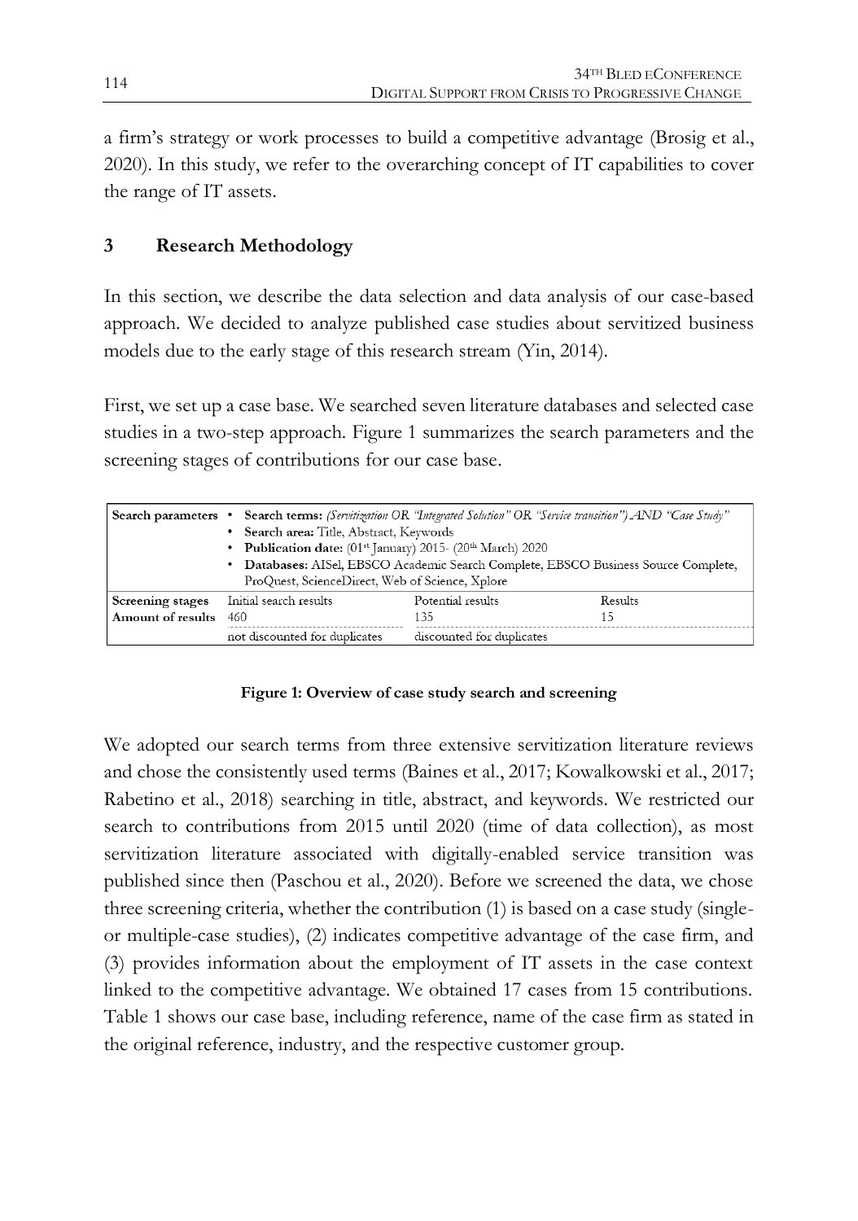a firm's strategy or work processes to build a competitive advantage (Brosig et al., 2020). In this study, we refer to the overarching concept of IT capabilities to cover the range of IT assets.

## 3 Research Methodology

In this section, we describe the data selection and data analysis of our case-based approach. We decided to analyze published case studies about servitized business models due to the early stage of this research stream (Yin, 2014).

First, we set up a case base. We searched seven literature databases and selected case studies in a two-step approach. Figure 1 summarizes the search parameters and the screening stages of contributions for our case base.

| **Search parameters** | • **Search terms:** *(Servitization OR "Integrated Solution" OR "Service transition") AND "Case Study"*<br>• **Search area:** Title, Abstract, Keywords<br>• **Publication date:** (01st January) 2015- (20th March) 2020<br>• **Databases:** AISel, EBSCO Academic Search Complete, EBSCO Business Source Complete, ProQuest, ScienceDirect, Web of Science, Xplore | | |
|---|---|---|---|
| **Screening stages** | Initial search results | Potential results | Results |
| **Amount of results** | 460 | 135 | 15 |
| | not discounted for duplicates | discounted for duplicates | |

**Figure 1: Overview of case study search and screening**

We adopted our search terms from three extensive servitization literature reviews and chose the consistently used terms (Baines et al., 2017; Kowalkowski et al., 2017; Rabetino et al., 2018) searching in title, abstract, and keywords. We restricted our search to contributions from 2015 until 2020 (time of data collection), as most servitization literature associated with digitally-enabled service transition was published since then (Paschou et al., 2020). Before we screened the data, we chose three screening criteria, whether the contribution (1) is based on a case study (single- or multiple-case studies), (2) indicates competitive advantage of the case firm, and (3) provides information about the employment of IT assets in the case context linked to the competitive advantage. We obtained 17 cases from 15 contributions. Table 1 shows our case base, including reference, name of the case firm as stated in the original reference, industry, and the respective customer group.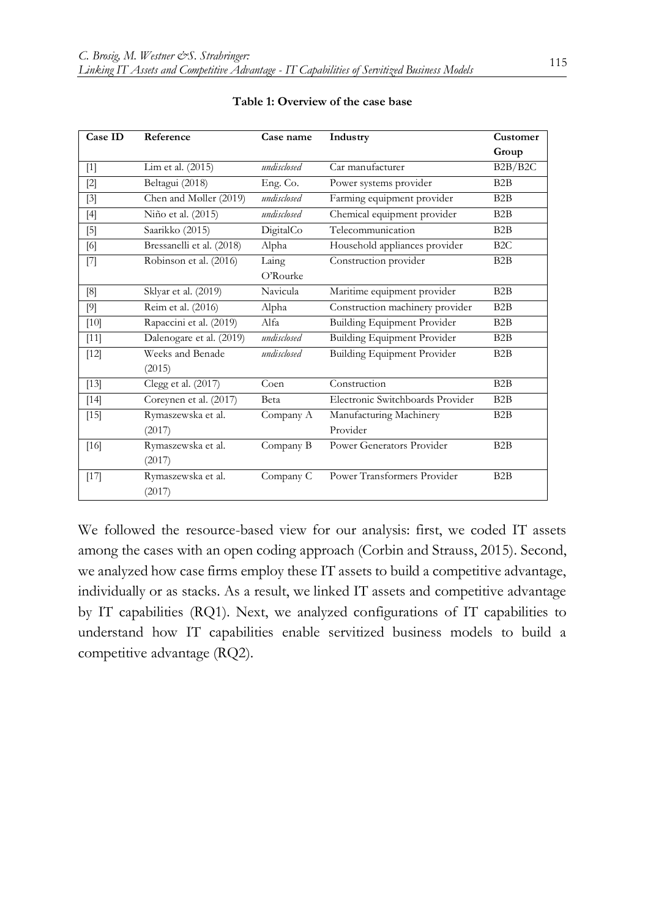**Table 1: Overview of the case base**

| Case ID | Reference | Case name | Industry | Customer Group |
|---|---|---|---|---|
| [1] | Lim et al. (2015) | *undisclosed* | Car manufacturer | B2B/B2C |
| [2] | Beltagui (2018) | Eng. Co. | Power systems provider | B2B |
| [3] | Chen and Møller (2019) | *undisclosed* | Farming equipment provider | B2B |
| [4] | Niño et al. (2015) | *undisclosed* | Chemical equipment provider | B2B |
| [5] | Saarikko (2015) | DigitalCo | Telecommunication | B2B |
| [6] | Bressanelli et al. (2018) | Alpha | Household appliances provider | B2C |
| [7] | Robinson et al. (2016) | Laing O'Rourke | Construction provider | B2B |
| [8] | Sklyar et al. (2019) | Navicula | Maritime equipment provider | B2B |
| [9] | Reim et al. (2016) | Alpha | Construction machinery provider | B2B |
| [10] | Rapaccini et al. (2019) | Alfa | Building Equipment Provider | B2B |
| [11] | Dalenogare et al. (2019) | *undisclosed* | Building Equipment Provider | B2B |
| [12] | Weeks and Benade (2015) | *undisclosed* | Building Equipment Provider | B2B |
| [13] | Clegg et al. (2017) | Coen | Construction | B2B |
| [14] | Coreynen et al. (2017) | Beta | Electronic Switchboards Provider | B2B |
| [15] | Rymaszewska et al. (2017) | Company A | Manufacturing Machinery Provider | B2B |
| [16] | Rymaszewska et al. (2017) | Company B | Power Generators Provider | B2B |
| [17] | Rymaszewska et al. (2017) | Company C | Power Transformers Provider | B2B |

We followed the resource-based view for our analysis: first, we coded IT assets among the cases with an open coding approach (Corbin and Strauss, 2015). Second, we analyzed how case firms employ these IT assets to build a competitive advantage, individually or as stacks. As a result, we linked IT assets and competitive advantage by IT capabilities (RQ1). Next, we analyzed configurations of IT capabilities to understand how IT capabilities enable servitized business models to build a competitive advantage (RQ2).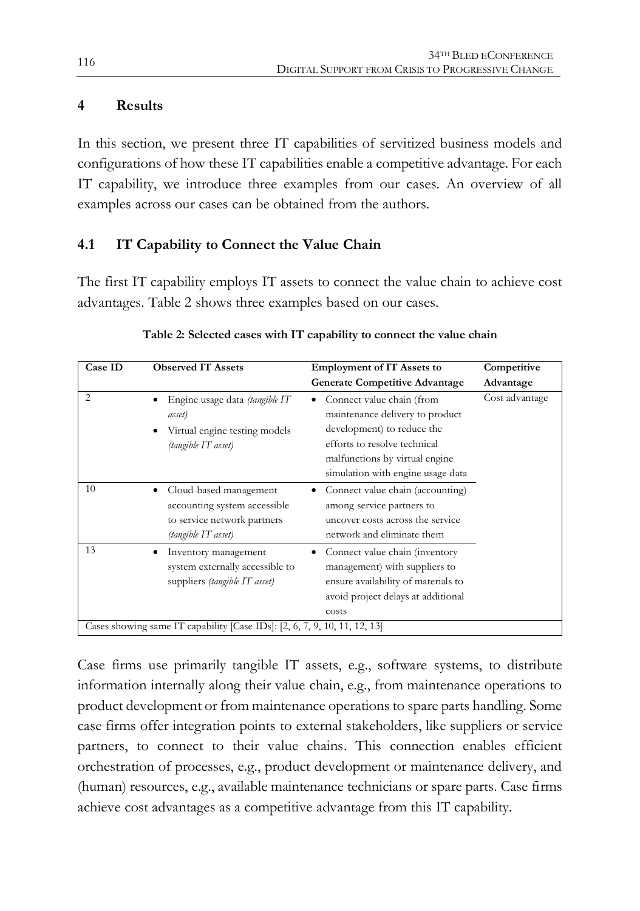## 4 Results

In this section, we present three IT capabilities of servitized business models and configurations of how these IT capabilities enable a competitive advantage. For each IT capability, we introduce three examples from our cases. An overview of all examples across our cases can be obtained from the authors.

### 4.1 IT Capability to Connect the Value Chain

The first IT capability employs IT assets to connect the value chain to achieve cost advantages. Table 2 shows three examples based on our cases.

**Table 2: Selected cases with IT capability to connect the value chain**

| Case ID | Observed IT Assets | Employment of IT Assets to Generate Competitive Advantage | Competitive Advantage |
|---|---|---|---|
| 2 | • Engine usage data *(tangible IT asset)*<br>• Virtual engine testing models *(tangible IT asset)* | • Connect value chain (from maintenance delivery to product development) to reduce the efforts to resolve technical malfunctions by virtual engine simulation with engine usage data | Cost advantage |
| 10 | • Cloud-based management accounting system accessible to service network partners *(tangible IT asset)* | • Connect value chain (accounting) among service partners to uncover costs across the service network and eliminate them | |
| 13 | • Inventory management system externally accessible to suppliers *(tangible IT asset)* | • Connect value chain (inventory management) with suppliers to ensure availability of materials to avoid project delays at additional costs | |
| Cases showing same IT capability [Case IDs]: [2, 6, 7, 9, 10, 11, 12, 13] | | | |

Case firms use primarily tangible IT assets, e.g., software systems, to distribute information internally along their value chain, e.g., from maintenance operations to product development or from maintenance operations to spare parts handling. Some case firms offer integration points to external stakeholders, like suppliers or service partners, to connect to their value chains. This connection enables efficient orchestration of processes, e.g., product development or maintenance delivery, and (human) resources, e.g., available maintenance technicians or spare parts. Case firms achieve cost advantages as a competitive advantage from this IT capability.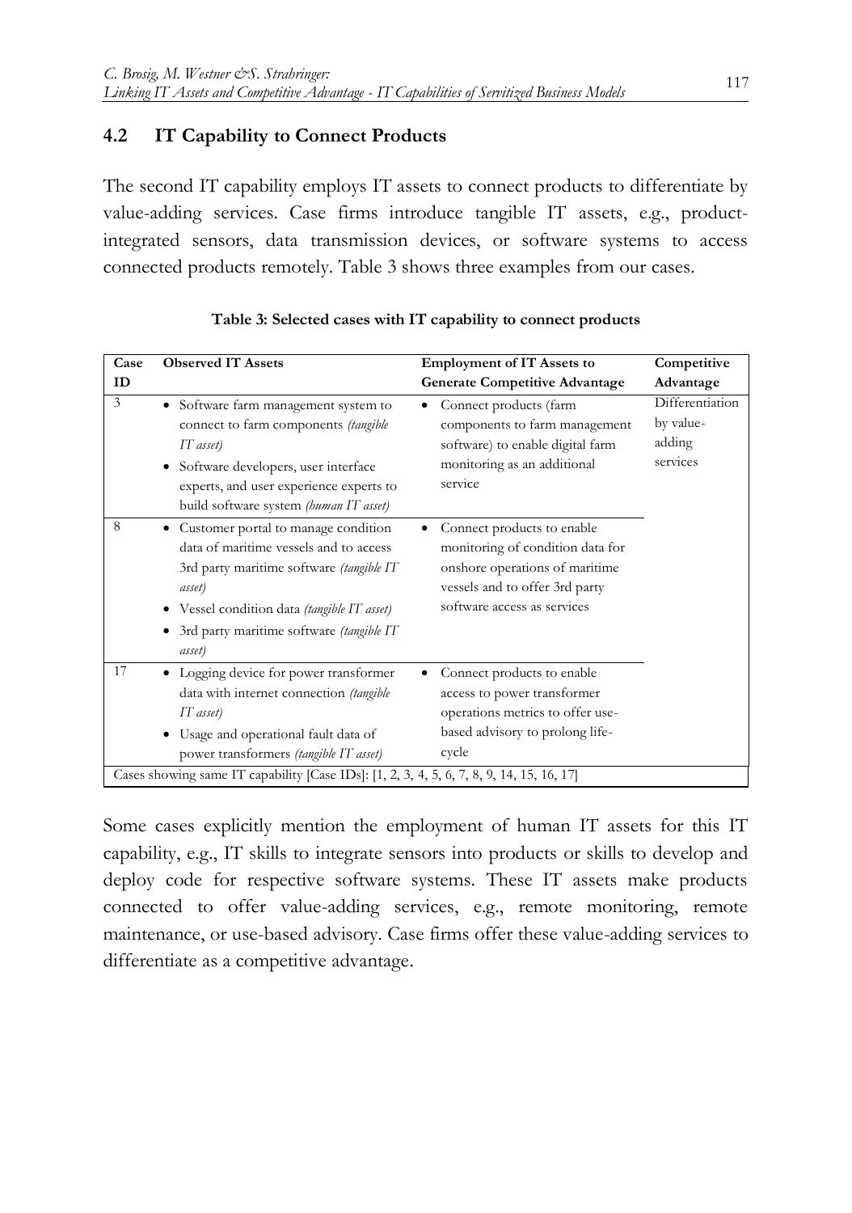## 4.2 IT Capability to Connect Products

The second IT capability employs IT assets to connect products to differentiate by value-adding services. Case firms introduce tangible IT assets, e.g., product-integrated sensors, data transmission devices, or software systems to access connected products remotely. Table 3 shows three examples from our cases.

**Table 3: Selected cases with IT capability to connect products**

| Case ID | Observed IT Assets | Employment of IT Assets to Generate Competitive Advantage | Competitive Advantage |
|---|---|---|---|
| 3 | • Software farm management system to connect to farm components *(tangible IT asset)*<br>• Software developers, user interface experts, and user experience experts to build software system *(human IT asset)* | • Connect products (farm components to farm management software) to enable digital farm monitoring as an additional service | Differentiation by value-adding services |
| 8 | • Customer portal to manage condition data of maritime vessels and to access 3rd party maritime software *(tangible IT asset)*<br>• Vessel condition data *(tangible IT asset)*<br>• 3rd party maritime software *(tangible IT asset)* | • Connect products to enable monitoring of condition data for onshore operations of maritime vessels and to offer 3rd party software access as services | |
| 17 | • Logging device for power transformer data with internet connection *(tangible IT asset)*<br>• Usage and operational fault data of power transformers *(tangible IT asset)* | • Connect products to enable access to power transformer operations metrics to offer use-based advisory to prolong life-cycle | |
| Cases showing same IT capability [Case IDs]: [1, 2, 3, 4, 5, 6, 7, 8, 9, 14, 15, 16, 17] | | | |

Some cases explicitly mention the employment of human IT assets for this IT capability, e.g., IT skills to integrate sensors into products or skills to develop and deploy code for respective software systems. These IT assets make products connected to offer value-adding services, e.g., remote monitoring, remote maintenance, or use-based advisory. Case firms offer these value-adding services to differentiate as a competitive advantage.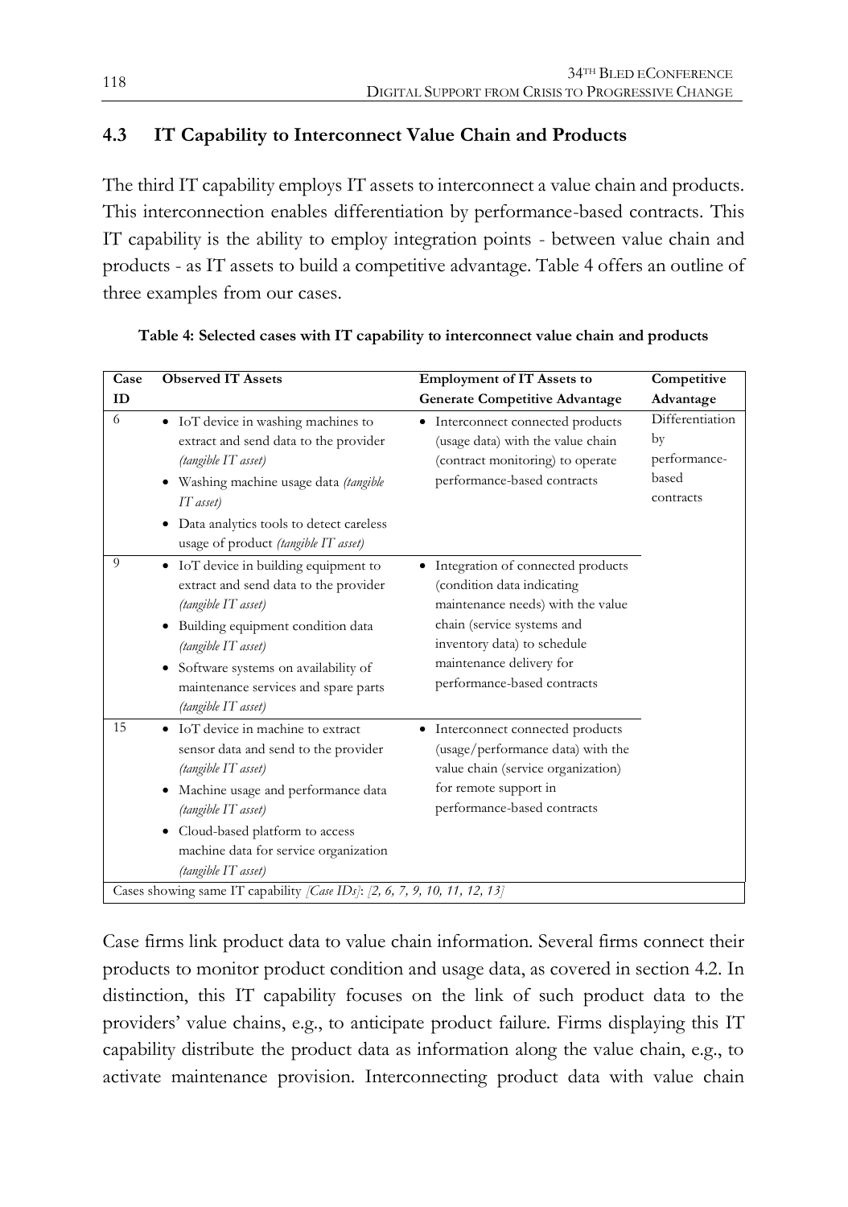### 4.3 IT Capability to Interconnect Value Chain and Products

The third IT capability employs IT assets to interconnect a value chain and products. This interconnection enables differentiation by performance-based contracts. This IT capability is the ability to employ integration points - between value chain and products - as IT assets to build a competitive advantage. Table 4 offers an outline of three examples from our cases.

**Table 4: Selected cases with IT capability to interconnect value chain and products**

| Case ID | Observed IT Assets | Employment of IT Assets to Generate Competitive Advantage | Competitive Advantage |
|---|---|---|---|
| 6 | • IoT device in washing machines to extract and send data to the provider *(tangible IT asset)*<br>• Washing machine usage data *(tangible IT asset)*<br>• Data analytics tools to detect careless usage of product *(tangible IT asset)* | • Interconnect connected products (usage data) with the value chain (contract monitoring) to operate performance-based contracts | Differentiation by performance-based contracts |
| 9 | • IoT device in building equipment to extract and send data to the provider *(tangible IT asset)*<br>• Building equipment condition data *(tangible IT asset)*<br>• Software systems on availability of maintenance services and spare parts *(tangible IT asset)* | • Integration of connected products (condition data indicating maintenance needs) with the value chain (service systems and inventory data) to schedule maintenance delivery for performance-based contracts | |
| 15 | • IoT device in machine to extract sensor data and send to the provider *(tangible IT asset)*<br>• Machine usage and performance data *(tangible IT asset)*<br>• Cloud-based platform to access machine data for service organization *(tangible IT asset)* | • Interconnect connected products (usage/performance data) with the value chain (service organization) for remote support in performance-based contracts | |
| Cases showing same IT capability *[Case IDs]*: *[2, 6, 7, 9, 10, 11, 12, 13]* | | | |

Case firms link product data to value chain information. Several firms connect their products to monitor product condition and usage data, as covered in section 4.2. In distinction, this IT capability focuses on the link of such product data to the providers' value chains, e.g., to anticipate product failure. Firms displaying this IT capability distribute the product data as information along the value chain, e.g., to activate maintenance provision. Interconnecting product data with value chain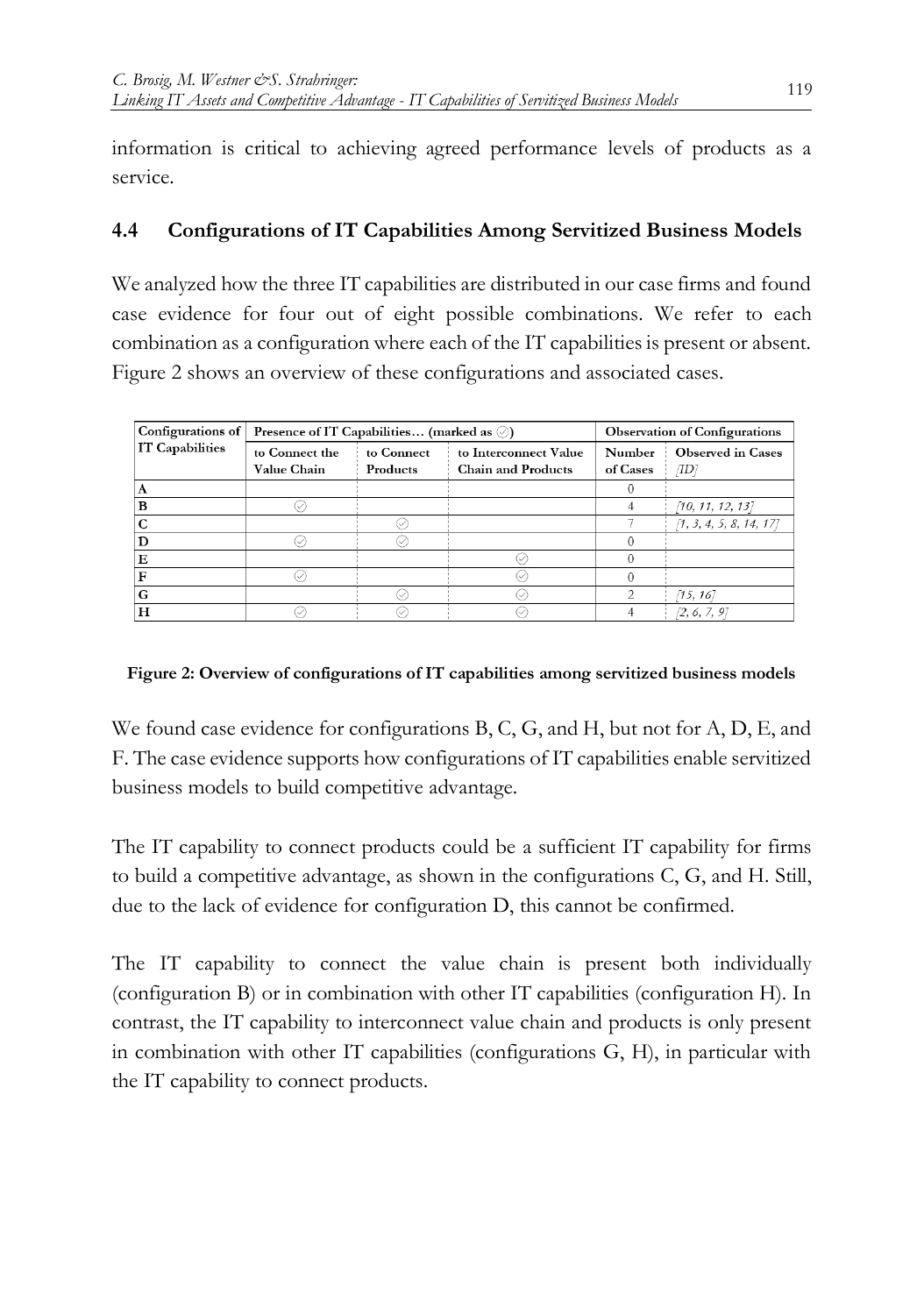information is critical to achieving agreed performance levels of products as a service.

### 4.4 Configurations of IT Capabilities Among Servitized Business Models

We analyzed how the three IT capabilities are distributed in our case firms and found case evidence for four out of eight possible combinations. We refer to each combination as a configuration where each of the IT capabilities is present or absent. Figure 2 shows an overview of these configurations and associated cases.

| Configurations of IT Capabilities | Presence of IT Capabilities… (marked as ✓) | | | Observation of Configurations | |
|---|---|---|---|---|---|
| | to Connect the Value Chain | to Connect Products | to Interconnect Value Chain and Products | Number of Cases | Observed in Cases [ID] |
| A | | | | 0 | |
| B | ✓ | | | 4 | [10, 11, 12, 13] |
| C | | ✓ | | 7 | [1, 3, 4, 5, 8, 14, 17] |
| D | ✓ | ✓ | | 0 | |
| E | | | ✓ | 0 | |
| F | ✓ | | ✓ | 0 | |
| G | | ✓ | ✓ | 2 | [15, 16] |
| H | ✓ | ✓ | ✓ | 4 | [2, 6, 7, 9] |

**Figure 2: Overview of configurations of IT capabilities among servitized business models**

We found case evidence for configurations B, C, G, and H, but not for A, D, E, and F. The case evidence supports how configurations of IT capabilities enable servitized business models to build competitive advantage.

The IT capability to connect products could be a sufficient IT capability for firms to build a competitive advantage, as shown in the configurations C, G, and H. Still, due to the lack of evidence for configuration D, this cannot be confirmed.

The IT capability to connect the value chain is present both individually (configuration B) or in combination with other IT capabilities (configuration H). In contrast, the IT capability to interconnect value chain and products is only present in combination with other IT capabilities (configurations G, H), in particular with the IT capability to connect products.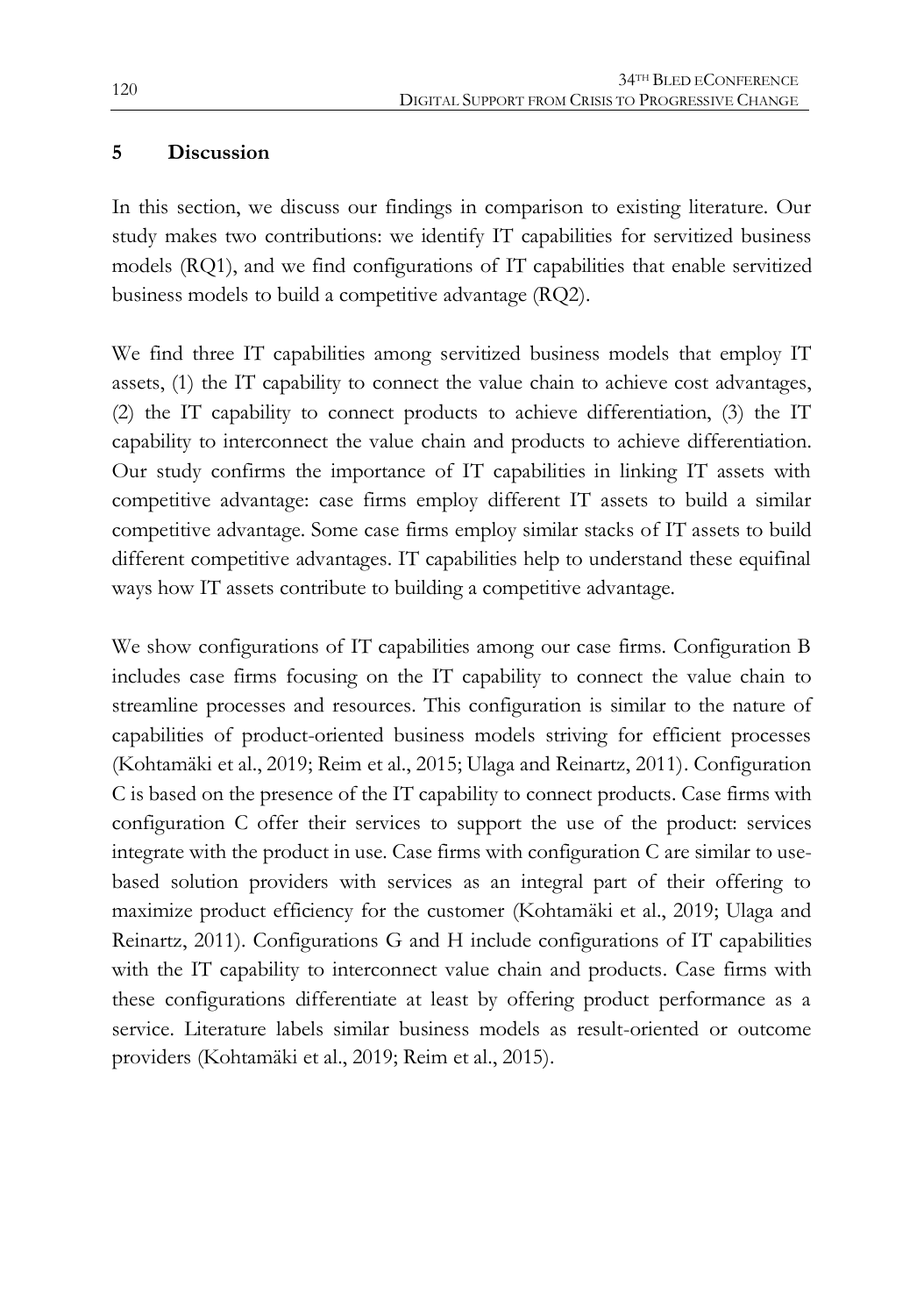## 5 Discussion

In this section, we discuss our findings in comparison to existing literature. Our study makes two contributions: we identify IT capabilities for servitized business models (RQ1), and we find configurations of IT capabilities that enable servitized business models to build a competitive advantage (RQ2).

We find three IT capabilities among servitized business models that employ IT assets, (1) the IT capability to connect the value chain to achieve cost advantages, (2) the IT capability to connect products to achieve differentiation, (3) the IT capability to interconnect the value chain and products to achieve differentiation. Our study confirms the importance of IT capabilities in linking IT assets with competitive advantage: case firms employ different IT assets to build a similar competitive advantage. Some case firms employ similar stacks of IT assets to build different competitive advantages. IT capabilities help to understand these equifinal ways how IT assets contribute to building a competitive advantage.

We show configurations of IT capabilities among our case firms. Configuration B includes case firms focusing on the IT capability to connect the value chain to streamline processes and resources. This configuration is similar to the nature of capabilities of product-oriented business models striving for efficient processes (Kohtamäki et al., 2019; Reim et al., 2015; Ulaga and Reinartz, 2011). Configuration C is based on the presence of the IT capability to connect products. Case firms with configuration C offer their services to support the use of the product: services integrate with the product in use. Case firms with configuration C are similar to use-based solution providers with services as an integral part of their offering to maximize product efficiency for the customer (Kohtamäki et al., 2019; Ulaga and Reinartz, 2011). Configurations G and H include configurations of IT capabilities with the IT capability to interconnect value chain and products. Case firms with these configurations differentiate at least by offering product performance as a service. Literature labels similar business models as result-oriented or outcome providers (Kohtamäki et al., 2019; Reim et al., 2015).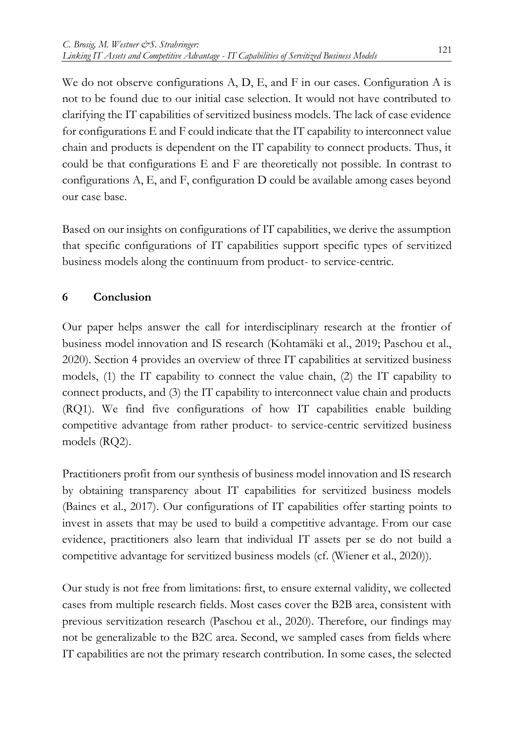We do not observe configurations A, D, E, and F in our cases. Configuration A is not to be found due to our initial case selection. It would not have contributed to clarifying the IT capabilities of servitized business models. The lack of case evidence for configurations E and F could indicate that the IT capability to interconnect value chain and products is dependent on the IT capability to connect products. Thus, it could be that configurations E and F are theoretically not possible. In contrast to configurations A, E, and F, configuration D could be available among cases beyond our case base.

Based on our insights on configurations of IT capabilities, we derive the assumption that specific configurations of IT capabilities support specific types of servitized business models along the continuum from product- to service-centric.

## 6 Conclusion

Our paper helps answer the call for interdisciplinary research at the frontier of business model innovation and IS research (Kohtamäki et al., 2019; Paschou et al., 2020). Section 4 provides an overview of three IT capabilities at servitized business models, (1) the IT capability to connect the value chain, (2) the IT capability to connect products, and (3) the IT capability to interconnect value chain and products (RQ1). We find five configurations of how IT capabilities enable building competitive advantage from rather product- to service-centric servitized business models (RQ2).

Practitioners profit from our synthesis of business model innovation and IS research by obtaining transparency about IT capabilities for servitized business models (Baines et al., 2017). Our configurations of IT capabilities offer starting points to invest in assets that may be used to build a competitive advantage. From our case evidence, practitioners also learn that individual IT assets per se do not build a competitive advantage for servitized business models (cf. (Wiener et al., 2020)).

Our study is not free from limitations: first, to ensure external validity, we collected cases from multiple research fields. Most cases cover the B2B area, consistent with previous servitization research (Paschou et al., 2020). Therefore, our findings may not be generalizable to the B2C area. Second, we sampled cases from fields where IT capabilities are not the primary research contribution. In some cases, the selected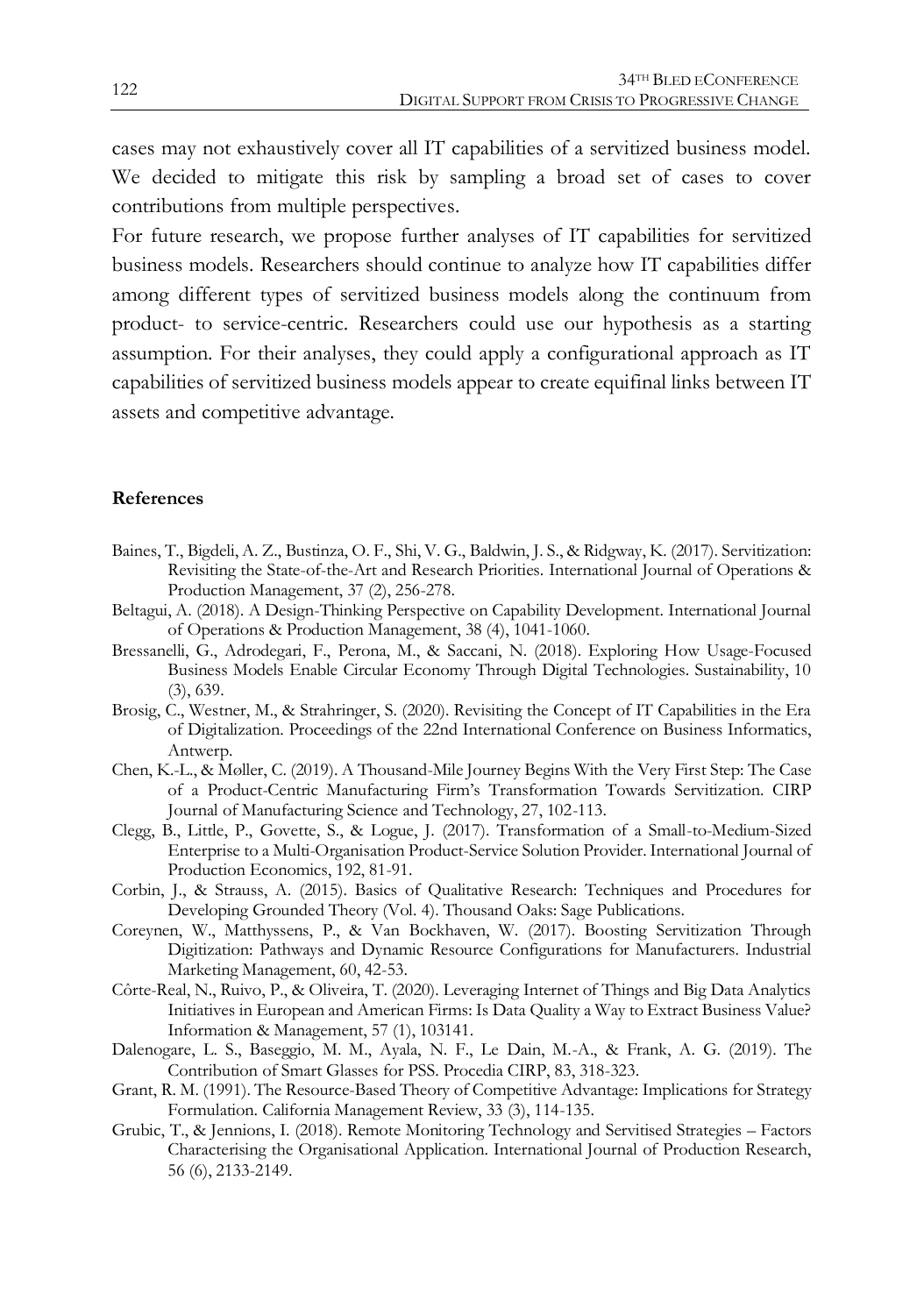cases may not exhaustively cover all IT capabilities of a servitized business model. We decided to mitigate this risk by sampling a broad set of cases to cover contributions from multiple perspectives.

For future research, we propose further analyses of IT capabilities for servitized business models. Researchers should continue to analyze how IT capabilities differ among different types of servitized business models along the continuum from product- to service-centric. Researchers could use our hypothesis as a starting assumption. For their analyses, they could apply a configurational approach as IT capabilities of servitized business models appear to create equifinal links between IT assets and competitive advantage.

**References**

Baines, T., Bigdeli, A. Z., Bustinza, O. F., Shi, V. G., Baldwin, J. S., & Ridgway, K. (2017). Servitization: Revisiting the State-of-the-Art and Research Priorities. International Journal of Operations & Production Management, 37 (2), 256-278.

Beltagui, A. (2018). A Design-Thinking Perspective on Capability Development. International Journal of Operations & Production Management, 38 (4), 1041-1060.

Bressanelli, G., Adrodegari, F., Perona, M., & Saccani, N. (2018). Exploring How Usage-Focused Business Models Enable Circular Economy Through Digital Technologies. Sustainability, 10 (3), 639.

Brosig, C., Westner, M., & Strahringer, S. (2020). Revisiting the Concept of IT Capabilities in the Era of Digitalization. Proceedings of the 22nd International Conference on Business Informatics, Antwerp.

Chen, K.-L., & Møller, C. (2019). A Thousand-Mile Journey Begins With the Very First Step: The Case of a Product-Centric Manufacturing Firm's Transformation Towards Servitization. CIRP Journal of Manufacturing Science and Technology, 27, 102-113.

Clegg, B., Little, P., Govette, S., & Logue, J. (2017). Transformation of a Small-to-Medium-Sized Enterprise to a Multi-Organisation Product-Service Solution Provider. International Journal of Production Economics, 192, 81-91.

Corbin, J., & Strauss, A. (2015). Basics of Qualitative Research: Techniques and Procedures for Developing Grounded Theory (Vol. 4). Thousand Oaks: Sage Publications.

Coreynen, W., Matthyssens, P., & Van Bockhaven, W. (2017). Boosting Servitization Through Digitization: Pathways and Dynamic Resource Configurations for Manufacturers. Industrial Marketing Management, 60, 42-53.

Côrte-Real, N., Ruivo, P., & Oliveira, T. (2020). Leveraging Internet of Things and Big Data Analytics Initiatives in European and American Firms: Is Data Quality a Way to Extract Business Value? Information & Management, 57 (1), 103141.

Dalenogare, L. S., Baseggio, M. M., Ayala, N. F., Le Dain, M.-A., & Frank, A. G. (2019). The Contribution of Smart Glasses for PSS. Procedia CIRP, 83, 318-323.

Grant, R. M. (1991). The Resource-Based Theory of Competitive Advantage: Implications for Strategy Formulation. California Management Review, 33 (3), 114-135.

Grubic, T., & Jennions, I. (2018). Remote Monitoring Technology and Servitised Strategies – Factors Characterising the Organisational Application. International Journal of Production Research, 56 (6), 2133-2149.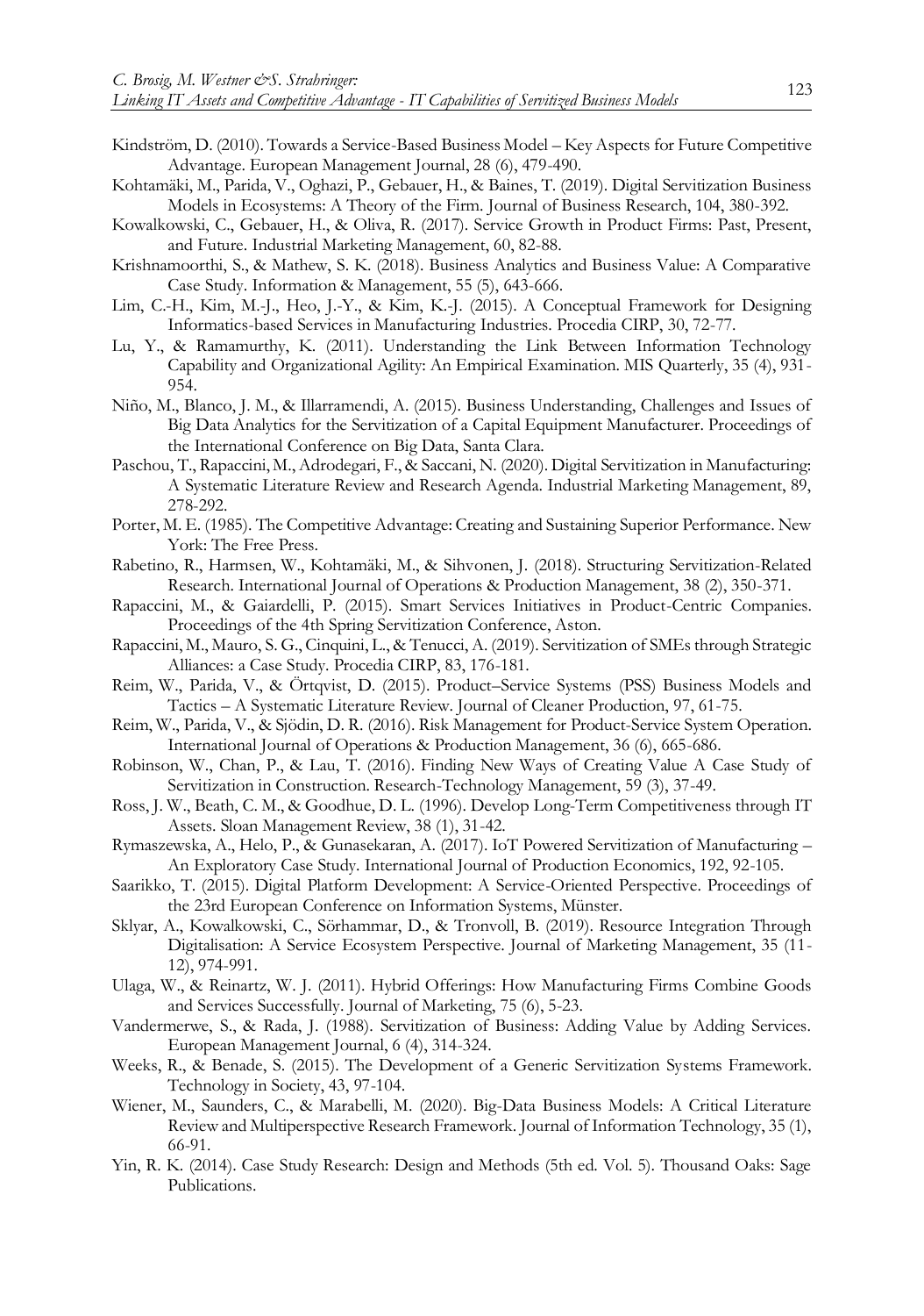Kindström, D. (2010). Towards a Service-Based Business Model – Key Aspects for Future Competitive Advantage. European Management Journal, 28 (6), 479-490.

Kohtamäki, M., Parida, V., Oghazi, P., Gebauer, H., & Baines, T. (2019). Digital Servitization Business Models in Ecosystems: A Theory of the Firm. Journal of Business Research, 104, 380-392.

Kowalkowski, C., Gebauer, H., & Oliva, R. (2017). Service Growth in Product Firms: Past, Present, and Future. Industrial Marketing Management, 60, 82-88.

Krishnamoorthi, S., & Mathew, S. K. (2018). Business Analytics and Business Value: A Comparative Case Study. Information & Management, 55 (5), 643-666.

Lim, C.-H., Kim, M.-J., Heo, J.-Y., & Kim, K.-J. (2015). A Conceptual Framework for Designing Informatics-based Services in Manufacturing Industries. Procedia CIRP, 30, 72-77.

Lu, Y., & Ramamurthy, K. (2011). Understanding the Link Between Information Technology Capability and Organizational Agility: An Empirical Examination. MIS Quarterly, 35 (4), 931-954.

Niño, M., Blanco, J. M., & Illarramendi, A. (2015). Business Understanding, Challenges and Issues of Big Data Analytics for the Servitization of a Capital Equipment Manufacturer. Proceedings of the International Conference on Big Data, Santa Clara.

Paschou, T., Rapaccini, M., Adrodegari, F., & Saccani, N. (2020). Digital Servitization in Manufacturing: A Systematic Literature Review and Research Agenda. Industrial Marketing Management, 89, 278-292.

Porter, M. E. (1985). The Competitive Advantage: Creating and Sustaining Superior Performance. New York: The Free Press.

Rabetino, R., Harmsen, W., Kohtamäki, M., & Sihvonen, J. (2018). Structuring Servitization-Related Research. International Journal of Operations & Production Management, 38 (2), 350-371.

Rapaccini, M., & Gaiardelli, P. (2015). Smart Services Initiatives in Product-Centric Companies. Proceedings of the 4th Spring Servitization Conference, Aston.

Rapaccini, M., Mauro, S. G., Cinquini, L., & Tenucci, A. (2019). Servitization of SMEs through Strategic Alliances: a Case Study. Procedia CIRP, 83, 176-181.

Reim, W., Parida, V., & Örtqvist, D. (2015). Product–Service Systems (PSS) Business Models and Tactics – A Systematic Literature Review. Journal of Cleaner Production, 97, 61-75.

Reim, W., Parida, V., & Sjödin, D. R. (2016). Risk Management for Product-Service System Operation. International Journal of Operations & Production Management, 36 (6), 665-686.

Robinson, W., Chan, P., & Lau, T. (2016). Finding New Ways of Creating Value A Case Study of Servitization in Construction. Research-Technology Management, 59 (3), 37-49.

Ross, J. W., Beath, C. M., & Goodhue, D. L. (1996). Develop Long-Term Competitiveness through IT Assets. Sloan Management Review, 38 (1), 31-42.

Rymaszewska, A., Helo, P., & Gunasekaran, A. (2017). IoT Powered Servitization of Manufacturing – An Exploratory Case Study. International Journal of Production Economics, 192, 92-105.

Saarikko, T. (2015). Digital Platform Development: A Service-Oriented Perspective. Proceedings of the 23rd European Conference on Information Systems, Münster.

Sklyar, A., Kowalkowski, C., Sörhammar, D., & Tronvoll, B. (2019). Resource Integration Through Digitalisation: A Service Ecosystem Perspective. Journal of Marketing Management, 35 (11-12), 974-991.

Ulaga, W., & Reinartz, W. J. (2011). Hybrid Offerings: How Manufacturing Firms Combine Goods and Services Successfully. Journal of Marketing, 75 (6), 5-23.

Vandermerwe, S., & Rada, J. (1988). Servitization of Business: Adding Value by Adding Services. European Management Journal, 6 (4), 314-324.

Weeks, R., & Benade, S. (2015). The Development of a Generic Servitization Systems Framework. Technology in Society, 43, 97-104.

Wiener, M., Saunders, C., & Marabelli, M. (2020). Big-Data Business Models: A Critical Literature Review and Multiperspective Research Framework. Journal of Information Technology, 35 (1), 66-91.

Yin, R. K. (2014). Case Study Research: Design and Methods (5th ed. Vol. 5). Thousand Oaks: Sage Publications.